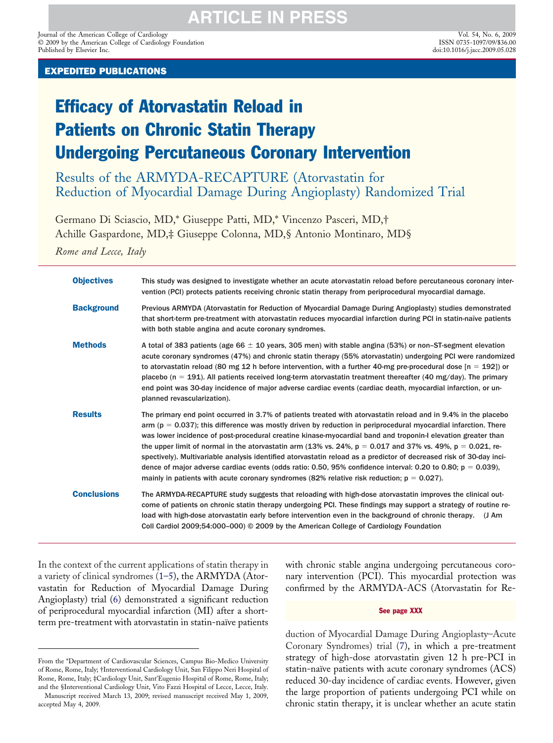# Efficacy of Atorvastatin Reload in Patients on Chronic Statin Therapy Undergoing Percutaneous Coronary Intervention

## Results of the ARMYDA-RECAPTURE (Atorvastatin for Reduction of Myocardial Damage During Angioplasty) Randomized Trial

Germano Di Sciascio, MD,* Giuseppe Patti, MD,* Vincenzo Pasceri, MD,† Achille Gaspardone, MD,‡ Giuseppe Colonna, MD,§ Antonio Montinaro, MD§

*Rome and Lecce, Italy*

**Objectives** This study was designed to investigate whether an acute atorvastatin reload before percutaneous coronary intervention (PCI) protects patients receiving chronic statin therapy from periprocedural myocardial damage.

**Background** Previous ARMYDA (Atorvastatin for Reduction of Myocardial Damage During Angioplasty) studies demonstrated that short-term pre-treatment with atorvastatin reduces myocardial infarction during PCI in statin-naïve patients with both stable angina and acute coronary syndromes.

**Methods** A total of 383 patients (age 66 ± 10 years, 305 men) with stable angina (53%) or non–ST-segment elevation acute coronary syndromes (47%) and chronic statin therapy (55% atorvastatin) undergoing PCI were randomized to atorvastatin reload (80 mg 12 h before intervention, with a further 40-mg pre-procedural dose [n = 192]) or placebo (n = 191). All patients received long-term atorvastatin treatment thereafter (40 mg/day). The primary end point was 30-day incidence of major adverse cardiac events (cardiac death, myocardial infarction, or unplanned revascularization).

**Results** The primary end point occurred in 3.7% of patients treated with atorvastatin reload and in 9.4% in the placebo arm ($p = 0.037$); this difference was mostly driven by reduction in periprocedural myocardial infarction. There was lower incidence of post-procedural creatine kinase-myocardial band and troponin-I elevation greater than the upper limit of normal in the atorvastatin arm (13% vs. 24%, $p = 0.017$ and 37% vs. 49%, $p = 0.021$, respectively). Multivariable analysis identified atorvastatin reload as a predictor of decreased risk of 30-day incidence of major adverse cardiac events (odds ratio: 0.50, 95% confidence interval: 0.20 to 0.80; $p = 0.039$), mainly in patients with acute coronary syndromes (82% relative risk reduction; $p = 0.027$).

**Conclusions** The ARMYDA-RECAPTURE study suggests that reloading with high-dose atorvastatin improves the clinical outcome of patients on chronic statin therapy undergoing PCI. These findings may support a strategy of routine reload with high-dose atorvastatin early before intervention even in the background of chronic therapy. (J Am Coll Cardiol 2009;54:000–000) © 2009 by the American College of Cardiology Foundation

In the context of the current applications of statin therapy in a variety of clinical syndromes (1–5), the ARMYDA (Atorvastatin for Reduction of Myocardial Damage During Angioplasty) trial (6) demonstrated a significant reduction of periprocedural myocardial infarction (MI) after a short-term pre-treatment with atorvastatin in statin-naïve patients with chronic stable angina undergoing percutaneous coronary intervention (PCI). This myocardial protection was confirmed by the ARMYDA-ACS (Atorvastatin for Reduction of Myocardial Damage During Angioplasty–Acute Coronary Syndromes) trial (7), in which a pre-treatment strategy of high-dose atorvastatin given 12 h pre-PCI in statin-naïve patients with acute coronary syndromes (ACS) reduced 30-day incidence of cardiac events. However, given the large proportion of patients undergoing PCI while on chronic statin therapy, it is unclear whether an acute statin

See page XXX

From the *Department of Cardiovascular Sciences, Campus Bio-Medico University of Rome, Rome, Italy; †Interventional Cardiology Unit, San Filippo Neri Hospital of Rome, Rome, Italy; ‡Cardiology Unit, Sant'Eugenio Hospital of Rome, Rome, Italy; and the §Interventional Cardiology Unit, Vito Fazzi Hospital of Lecce, Lecce, Italy.

Manuscript received March 13, 2009; revised manuscript received May 1, 2009, accepted May 4, 2009.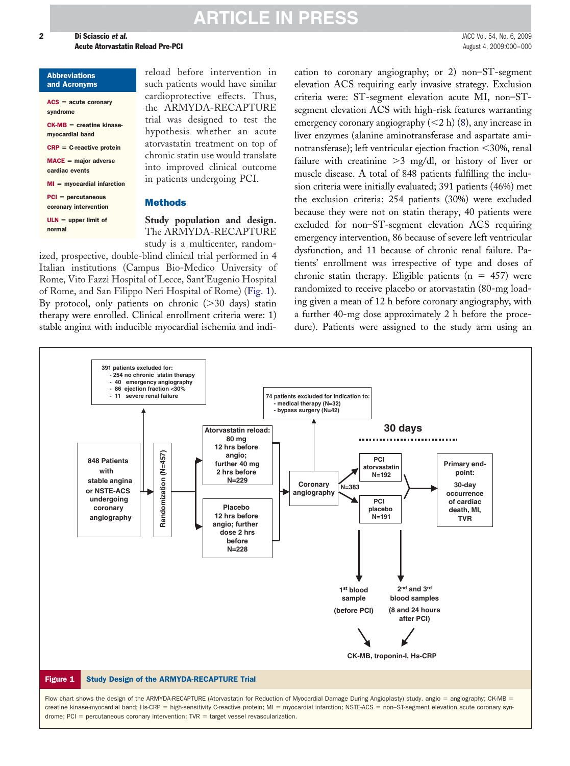**Abbreviations and Acronyms**

**ACS** = acute coronary syndrome

**CK-MB** = creatine kinase-myocardial band

**CRP** = C-reactive protein

**MACE** = major adverse cardiac events

**MI** = myocardial infarction

**PCI** = percutaneous coronary intervention

**ULN** = upper limit of normal

reload before intervention in such patients would have similar cardioprotective effects. Thus, the ARMYDA-RECAPTURE trial was designed to test the hypothesis whether an acute atorvastatin treatment on top of chronic statin use would translate into improved clinical outcome in patients undergoing PCI.

## Methods

**Study population and design.** The ARMYDA-RECAPTURE study is a multicenter, randomized, prospective, double-blind clinical trial performed in 4 Italian institutions (Campus Bio-Medico University of Rome, Vito Fazzi Hospital of Lecce, Sant'Eugenio Hospital of Rome, and San Filippo Neri Hospital of Rome) (Fig. 1). By protocol, only patients on chronic (>30 days) statin therapy were enrolled. Clinical enrollment criteria were: 1) stable angina with inducible myocardial ischemia and indication to coronary angiography; or 2) non–ST-segment elevation ACS requiring early invasive strategy. Exclusion criteria were: ST-segment elevation acute MI, non–ST-segment elevation ACS with high-risk features warranting emergency coronary angiography (<2 h) (8), any increase in liver enzymes (alanine aminotransferase and aspartate aminotransferase); left ventricular ejection fraction <30%, renal failure with creatinine >3 mg/dl, or history of liver or muscle disease. A total of 848 patients fulfilling the inclusion criteria were initially evaluated; 391 patients (46%) met the exclusion criteria: 254 patients (30%) were excluded because they were not on statin therapy, 40 patients were excluded for non–ST-segment elevation ACS requiring emergency intervention, 86 because of severe left ventricular dysfunction, and 11 because of chronic renal failure. Patients' enrollment was irrespective of type and doses of chronic statin therapy. Eligible patients (n = 457) were randomized to receive placebo or atorvastatin (80-mg loading given a mean of 12 h before coronary angiography, with a further 40-mg dose approximately 2 h before the procedure). Patients were assigned to the study arm using an

**Figure 1** **Study Design of the ARMYDA-RECAPTURE Trial**

Flow chart shows the design of the ARMYDA-RECAPTURE (Atorvastatin for Reduction of Myocardial Damage During Angioplasty) study. angio = angiography; CK-MB = creatine kinase-myocardial band; Hs-CRP = high-sensitivity C-reactive protein; MI = myocardial infarction; NSTE-ACS = non–ST-segment elevation acute coronary syndrome; PCI = percutaneous coronary intervention; TVR = target vessel revascularization.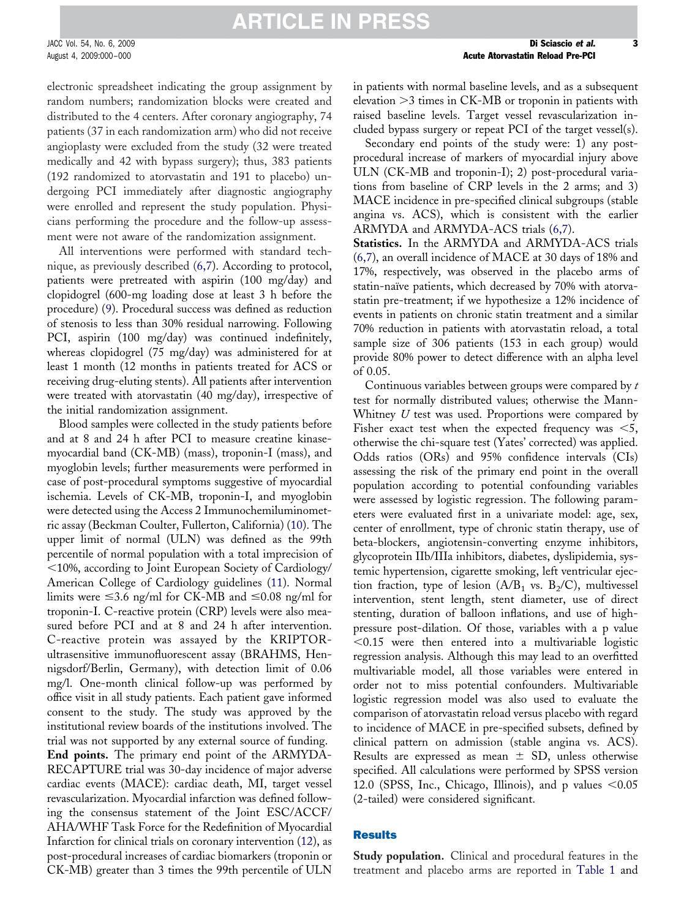electronic spreadsheet indicating the group assignment by random numbers; randomization blocks were created and distributed to the 4 centers. After coronary angiography, 74 patients (37 in each randomization arm) who did not receive angioplasty were excluded from the study (32 were treated medically and 42 with bypass surgery); thus, 383 patients (192 randomized to atorvastatin and 191 to placebo) undergoing PCI immediately after diagnostic angiography were enrolled and represent the study population. Physicians performing the procedure and the follow-up assessment were not aware of the randomization assignment.

All interventions were performed with standard technique, as previously described (6,7). According to protocol, patients were pretreated with aspirin (100 mg/day) and clopidogrel (600-mg loading dose at least 3 h before the procedure) (9). Procedural success was defined as reduction of stenosis to less than 30% residual narrowing. Following PCI, aspirin (100 mg/day) was continued indefinitely, whereas clopidogrel (75 mg/day) was administered for at least 1 month (12 months in patients treated for ACS or receiving drug-eluting stents). All patients after intervention were treated with atorvastatin (40 mg/day), irrespective of the initial randomization assignment.

Blood samples were collected in the study patients before and at 8 and 24 h after PCI to measure creatine kinase-myocardial band (CK-MB) (mass), troponin-I (mass), and myoglobin levels; further measurements were performed in case of post-procedural symptoms suggestive of myocardial ischemia. Levels of CK-MB, troponin-I, and myoglobin were detected using the Access 2 Immunochemiluminometric assay (Beckman Coulter, Fullerton, California) (10). The upper limit of normal (ULN) was defined as the 99th percentile of normal population with a total imprecision of <10%, according to Joint European Society of Cardiology/American College of Cardiology guidelines (11). Normal limits were ≤3.6 ng/ml for CK-MB and ≤0.08 ng/ml for troponin-I. C-reactive protein (CRP) levels were also measured before PCI and at 8 and 24 h after intervention. C-reactive protein was assayed by the KRIPTOR-ultrasensitive immunofluorescent assay (BRAHMS, Hennigsdorf/Berlin, Germany), with detection limit of 0.06 mg/l. One-month clinical follow-up was performed by office visit in all study patients. Each patient gave informed consent to the study. The study was approved by the institutional review boards of the institutions involved. The trial was not supported by any external source of funding.

**End points.** The primary end point of the ARMYDA-RECAPTURE trial was 30-day incidence of major adverse cardiac events (MACE): cardiac death, MI, target vessel revascularization. Myocardial infarction was defined following the consensus statement of the Joint ESC/ACCF/AHA/WHF Task Force for the Redefinition of Myocardial Infarction for clinical trials on coronary intervention (12), as post-procedural increases of cardiac biomarkers (troponin or CK-MB) greater than 3 times the 99th percentile of ULN in patients with normal baseline levels, and as a subsequent elevation >3 times in CK-MB or troponin in patients with raised baseline levels. Target vessel revascularization included bypass surgery or repeat PCI of the target vessel(s).

Secondary end points of the study were: 1) any post-procedural increase of markers of myocardial injury above ULN (CK-MB and troponin-I); 2) post-procedural variations from baseline of CRP levels in the 2 arms; and 3) MACE incidence in pre-specified clinical subgroups (stable angina vs. ACS), which is consistent with the earlier ARMYDA and ARMYDA-ACS trials (6,7).

**Statistics.** In the ARMYDA and ARMYDA-ACS trials (6,7), an overall incidence of MACE at 30 days of 18% and 17%, respectively, was observed in the placebo arms of statin-naïve patients, which decreased by 70% with atorvastatin pre-treatment; if we hypothesize a 12% incidence of events in patients on chronic statin treatment and a similar 70% reduction in patients with atorvastatin reload, a total sample size of 306 patients (153 in each group) would provide 80% power to detect difference with an alpha level of 0.05.

Continuous variables between groups were compared by *t* test for normally distributed values; otherwise the Mann-Whitney *U* test was used. Proportions were compared by Fisher exact test when the expected frequency was <5, otherwise the chi-square test (Yates' corrected) was applied. Odds ratios (ORs) and 95% confidence intervals (CIs) assessing the risk of the primary end point in the overall population according to potential confounding variables were assessed by logistic regression. The following parameters were evaluated first in a univariate model: age, sex, center of enrollment, type of chronic statin therapy, use of beta-blockers, angiotensin-converting enzyme inhibitors, glycoprotein IIb/IIIa inhibitors, diabetes, dyslipidemia, systemic hypertension, cigarette smoking, left ventricular ejection fraction, type of lesion ($A/B_1$ vs. $B_2/C$), multivessel intervention, stent length, stent diameter, use of direct stenting, duration of balloon inflations, and use of high-pressure post-dilation. Of those, variables with a p value <0.15 were then entered into a multivariable logistic regression analysis. Although this may lead to an overfitted multivariable model, all those variables were entered in order not to miss potential confounders. Multivariable logistic regression model was also used to evaluate the comparison of atorvastatin reload versus placebo with regard to incidence of MACE in pre-specified subsets, defined by clinical pattern on admission (stable angina vs. ACS). Results are expressed as mean ± SD, unless otherwise specified. All calculations were performed by SPSS version 12.0 (SPSS, Inc., Chicago, Illinois), and p values <0.05 (2-tailed) were considered significant.

## Results

**Study population.** Clinical and procedural features in the treatment and placebo arms are reported in Table 1 and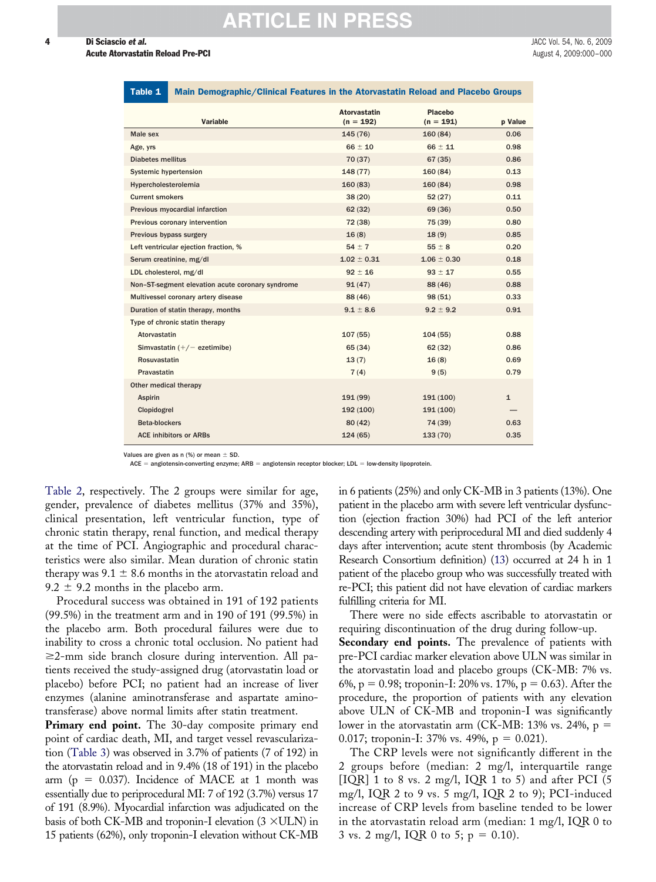**Table 1 Main Demographic/Clinical Features in the Atorvastatin Reload and Placebo Groups**

| Variable | Atorvastatin (n = 192) | Placebo (n = 191) | p Value |
|---|---|---|---|
| Male sex | 145 (76) | 160 (84) | 0.06 |
| Age, yrs | 66 ± 10 | 66 ± 11 | 0.98 |
| Diabetes mellitus | 70 (37) | 67 (35) | 0.86 |
| Systemic hypertension | 148 (77) | 160 (84) | 0.13 |
| Hypercholesterolemia | 160 (83) | 160 (84) | 0.98 |
| Current smokers | 38 (20) | 52 (27) | 0.11 |
| Previous myocardial infarction | 62 (32) | 69 (36) | 0.50 |
| Previous coronary intervention | 72 (38) | 75 (39) | 0.80 |
| Previous bypass surgery | 16 (8) | 18 (9) | 0.85 |
| Left ventricular ejection fraction, % | 54 ± 7 | 55 ± 8 | 0.20 |
| Serum creatinine, mg/dl | 1.02 ± 0.31 | 1.06 ± 0.30 | 0.18 |
| LDL cholesterol, mg/dl | 92 ± 16 | 93 ± 17 | 0.55 |
| Non–ST-segment elevation acute coronary syndrome | 91 (47) | 88 (46) | 0.88 |
| Multivessel coronary artery disease | 88 (46) | 98 (51) | 0.33 |
| Duration of statin therapy, months | 9.1 ± 8.6 | 9.2 ± 9.2 | 0.91 |
| Type of chronic statin therapy | | | |
| Atorvastatin | 107 (55) | 104 (55) | 0.88 |
| Simvastatin (+/− ezetimibe) | 65 (34) | 62 (32) | 0.86 |
| Rosuvastatin | 13 (7) | 16 (8) | 0.69 |
| Pravastatin | 7 (4) | 9 (5) | 0.79 |
| Other medical therapy | | | |
| Aspirin | 191 (99) | 191 (100) | 1 |
| Clopidogrel | 192 (100) | 191 (100) | — |
| Beta-blockers | 80 (42) | 74 (39) | 0.63 |
| ACE inhibitors or ARBs | 124 (65) | 133 (70) | 0.35 |

Values are given as n (%) or mean ± SD.
ACE = angiotensin-converting enzyme; ARB = angiotensin receptor blocker; LDL = low-density lipoprotein.

Table 2, respectively. The 2 groups were similar for age, gender, prevalence of diabetes mellitus (37% and 35%), clinical presentation, left ventricular function, type of chronic statin therapy, renal function, and medical therapy at the time of PCI. Angiographic and procedural characteristics were also similar. Mean duration of chronic statin therapy was 9.1 ± 8.6 months in the atorvastatin reload and 9.2 ± 9.2 months in the placebo arm.

Procedural success was obtained in 191 of 192 patients (99.5%) in the treatment arm and in 190 of 191 (99.5%) in the placebo arm. Both procedural failures were due to inability to cross a chronic total occlusion. No patient had ≥2-mm side branch closure during intervention. All patients received the study-assigned drug (atorvastatin load or placebo) before PCI; no patient had an increase of liver enzymes (alanine aminotransferase and aspartate aminotransferase) above normal limits after statin treatment.

**Primary end point.** The 30-day composite primary end point of cardiac death, MI, and target vessel revascularization (Table 3) was observed in 3.7% of patients (7 of 192) in the atorvastatin reload and in 9.4% (18 of 191) in the placebo arm ($p = 0.037$). Incidence of MACE at 1 month was essentially due to periprocedural MI: 7 of 192 (3.7%) versus 17 of 191 (8.9%). Myocardial infarction was adjudicated on the basis of both CK-MB and troponin-I elevation (3 ×ULN) in 15 patients (62%), only troponin-I elevation without CK-MB in 6 patients (25%) and only CK-MB in 3 patients (13%). One patient in the placebo arm with severe left ventricular dysfunction (ejection fraction 30%) had PCI of the left anterior descending artery with periprocedural MI and died suddenly 4 days after intervention; acute stent thrombosis (by Academic Research Consortium definition) (13) occurred at 24 h in 1 patient of the placebo group who was successfully treated with re-PCI; this patient did not have elevation of cardiac markers fulfilling criteria for MI.

There were no side effects ascribable to atorvastatin or requiring discontinuation of the drug during follow-up.

**Secondary end points.** The prevalence of patients with pre-PCI cardiac marker elevation above ULN was similar in the atorvastatin load and placebo groups (CK-MB: 7% vs. 6%, $p = 0.98$; troponin-I: 20% vs. 17%, $p = 0.63$). After the procedure, the proportion of patients with any elevation above ULN of CK-MB and troponin-I was significantly lower in the atorvastatin arm (CK-MB: 13% vs. 24%, $p = 0.017$; troponin-I: 37% vs. 49%, $p = 0.021$).

The CRP levels were not significantly different in the 2 groups before (median: 2 mg/l, interquartile range [IQR] 1 to 8 vs. 2 mg/l, IQR 1 to 5) and after PCI (5 mg/l, IQR 2 to 9 vs. 5 mg/l, IQR 2 to 9); PCI-induced increase of CRP levels from baseline tended to be lower in the atorvastatin reload arm (median: 1 mg/l, IQR 0 to 3 vs. 2 mg/l, IQR 0 to 5; $p = 0.10$).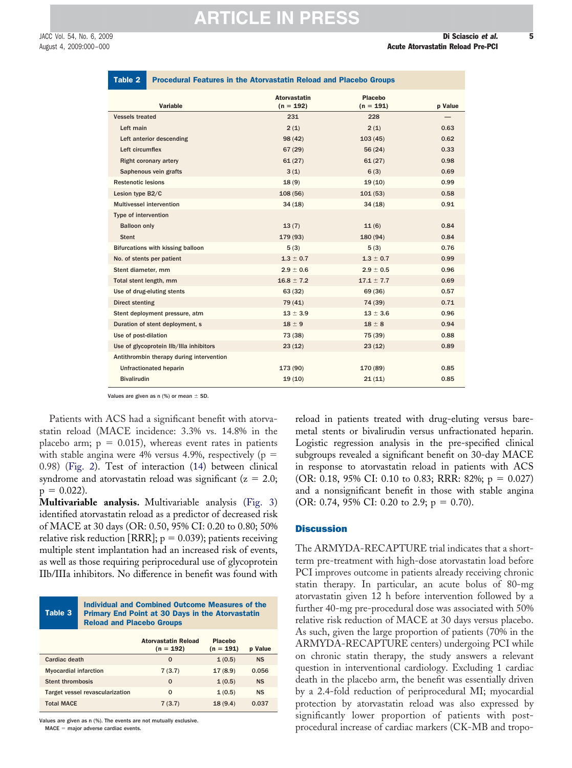**Table 2 Procedural Features in the Atorvastatin Reload and Placebo Groups**

| Variable | Atorvastatin (n = 192) | Placebo (n = 191) | p Value |
|---|---|---|---|
| Vessels treated | 231 | 228 | — |
| Left main | 2 (1) | 2 (1) | 0.63 |
| Left anterior descending | 98 (42) | 103 (45) | 0.62 |
| Left circumflex | 67 (29) | 56 (24) | 0.33 |
| Right coronary artery | 61 (27) | 61 (27) | 0.98 |
| Saphenous vein grafts | 3 (1) | 6 (3) | 0.69 |
| Restenotic lesions | 18 (9) | 19 (10) | 0.99 |
| Lesion type B2/C | 108 (56) | 101 (53) | 0.58 |
| Multivessel intervention | 34 (18) | 34 (18) | 0.91 |
| Type of intervention | | | |
| Balloon only | 13 (7) | 11 (6) | 0.84 |
| Stent | 179 (93) | 180 (94) | 0.84 |
| Bifurcations with kissing balloon | 5 (3) | 5 (3) | 0.76 |
| No. of stents per patient | 1.3 ± 0.7 | 1.3 ± 0.7 | 0.99 |
| Stent diameter, mm | 2.9 ± 0.6 | 2.9 ± 0.5 | 0.96 |
| Total stent length, mm | 16.8 ± 7.2 | 17.1 ± 7.7 | 0.69 |
| Use of drug-eluting stents | 63 (32) | 69 (36) | 0.57 |
| Direct stenting | 79 (41) | 74 (39) | 0.71 |
| Stent deployment pressure, atm | 13 ± 3.9 | 13 ± 3.6 | 0.96 |
| Duration of stent deployment, s | 18 ± 9 | 18 ± 8 | 0.94 |
| Use of post-dilation | 73 (38) | 75 (39) | 0.88 |
| Use of glycoprotein IIb/IIIa inhibitors | 23 (12) | 23 (12) | 0.89 |
| Antithrombin therapy during intervention | | | |
| Unfractionated heparin | 173 (90) | 170 (89) | 0.85 |
| Bivalirudin | 19 (10) | 21 (11) | 0.85 |

Values are given as n (%) or mean ± SD.

Patients with ACS had a significant benefit with atorvastatin reload (MACE incidence: 3.3% vs. 14.8% in the placebo arm; $p = 0.015$), whereas event rates in patients with stable angina were 4% versus 4.9%, respectively ($p = 0.98$) (Fig. 2). Test of interaction (14) between clinical syndrome and atorvastatin reload was significant ($z = 2.0$; $p = 0.022$).

**Multivariable analysis.** Multivariable analysis (Fig. 3) identified atorvastatin reload as a predictor of decreased risk of MACE at 30 days (OR: 0.50, 95% CI: 0.20 to 0.80; 50% relative risk reduction [RRR]; $p = 0.039$); patients receiving multiple stent implantation had an increased risk of events, as well as those requiring periprocedural use of glycoprotein IIb/IIIa inhibitors. No difference in benefit was found with reload in patients treated with drug-eluting versus bare-metal stents or bivalirudin versus unfractionated heparin. Logistic regression analysis in the pre-specified clinical subgroups revealed a significant benefit on 30-day MACE in response to atorvastatin reload in patients with ACS (OR: 0.18, 95% CI: 0.10 to 0.83; RRR: 82%; $p = 0.027$) and a nonsignificant benefit in those with stable angina (OR: 0.74, 95% CI: 0.20 to 2.9; $p = 0.70$).

**Table 3 Individual and Combined Outcome Measures of the Primary End Point at 30 Days in the Atorvastatin Reload and Placebo Groups**

| | Atorvastatin Reload (n = 192) | Placebo (n = 191) | p Value |
|---|---|---|---|
| Cardiac death | 0 | 1 (0.5) | NS |
| Myocardial infarction | 7 (3.7) | 17 (8.9) | 0.056 |
| Stent thrombosis | 0 | 1 (0.5) | NS |
| Target vessel revascularization | 0 | 1 (0.5) | NS |
| Total MACE | 7 (3.7) | 18 (9.4) | 0.037 |

Values are given as n (%). The events are not mutually exclusive.
MACE = major adverse cardiac events.

## Discussion

The ARMYDA-RECAPTURE trial indicates that a short-term pre-treatment with high-dose atorvastatin load before PCI improves outcome in patients already receiving chronic statin therapy. In particular, an acute bolus of 80-mg atorvastatin given 12 h before intervention followed by a further 40-mg pre-procedural dose was associated with 50% relative risk reduction of MACE at 30 days versus placebo. As such, given the large proportion of patients (70% in the ARMYDA-RECAPTURE centers) undergoing PCI while on chronic statin therapy, the study answers a relevant question in interventional cardiology. Excluding 1 cardiac death in the placebo arm, the benefit was essentially driven by a 2.4-fold reduction of periprocedural MI; myocardial protection by atorvastatin reload was also expressed by significantly lower proportion of patients with post-procedural increase of cardiac markers (CK-MB and tropo-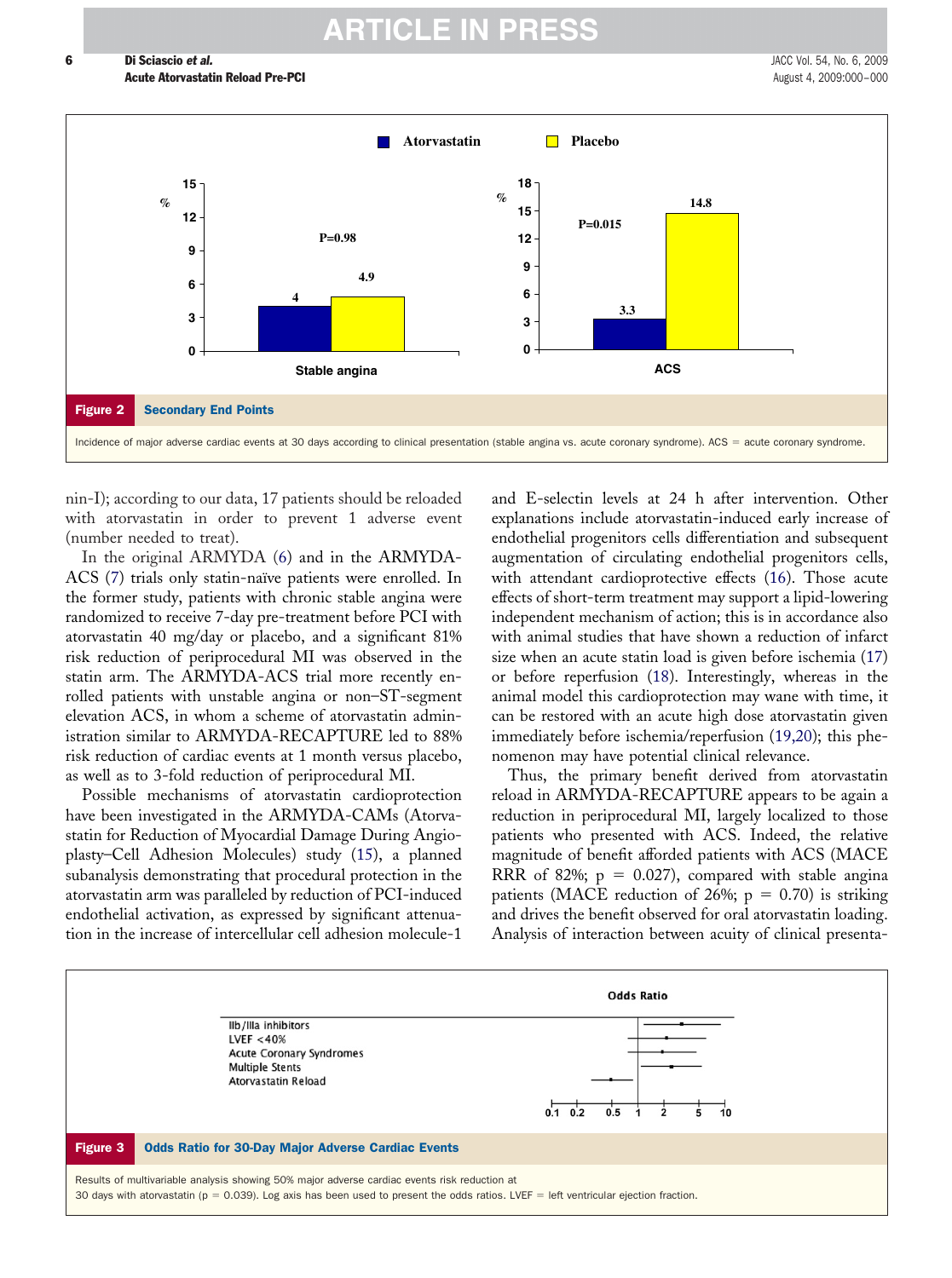**Figure 2 Secondary End Points**

Incidence of major adverse cardiac events at 30 days according to clinical presentation (stable angina vs. acute coronary syndrome). ACS = acute coronary syndrome.

nin-I); according to our data, 17 patients should be reloaded with atorvastatin in order to prevent 1 adverse event (number needed to treat).

In the original ARMYDA (6) and in the ARMYDA-ACS (7) trials only statin-naïve patients were enrolled. In the former study, patients with chronic stable angina were randomized to receive 7-day pre-treatment before PCI with atorvastatin 40 mg/day or placebo, and a significant 81% risk reduction of periprocedural MI was observed in the statin arm. The ARMYDA-ACS trial more recently enrolled patients with unstable angina or non–ST-segment elevation ACS, in whom a scheme of atorvastatin administration similar to ARMYDA-RECAPTURE led to 88% risk reduction of cardiac events at 1 month versus placebo, as well as to 3-fold reduction of periprocedural MI.

Possible mechanisms of atorvastatin cardioprotection have been investigated in the ARMYDA-CAMs (Atorvastatin for Reduction of Myocardial Damage During Angioplasty–Cell Adhesion Molecules) study (15), a planned subanalysis demonstrating that procedural protection in the atorvastatin arm was paralleled by reduction of PCI-induced endothelial activation, as expressed by significant attenuation in the increase of intercellular cell adhesion molecule-1 and E-selectin levels at 24 h after intervention. Other explanations include atorvastatin-induced early increase of endothelial progenitors cells differentiation and subsequent augmentation of circulating endothelial progenitors cells, with attendant cardioprotective effects (16). Those acute effects of short-term treatment may support a lipid-lowering independent mechanism of action; this is in accordance also with animal studies that have shown a reduction of infarct size when an acute statin load is given before ischemia (17) or before reperfusion (18). Interestingly, whereas in the animal model this cardioprotection may wane with time, it can be restored with an acute high dose atorvastatin given immediately before ischemia/reperfusion (19,20); this phenomenon may have potential clinical relevance.

Thus, the primary benefit derived from atorvastatin reload in ARMYDA-RECAPTURE appears to be again a reduction in periprocedural MI, largely localized to those patients who presented with ACS. Indeed, the relative magnitude of benefit afforded patients with ACS (MACE RRR of 82%; $p = 0.027$), compared with stable angina patients (MACE reduction of 26%; $p = 0.70$) is striking and drives the benefit observed for oral atorvastatin loading. Analysis of interaction between acuity of clinical presenta-

**Figure 3 Odds Ratio for 30-Day Major Adverse Cardiac Events**

Results of multivariable analysis showing 50% major adverse cardiac events risk reduction at 30 days with atorvastatin ($p = 0.039$). Log axis has been used to present the odds ratios. LVEF = left ventricular ejection fraction.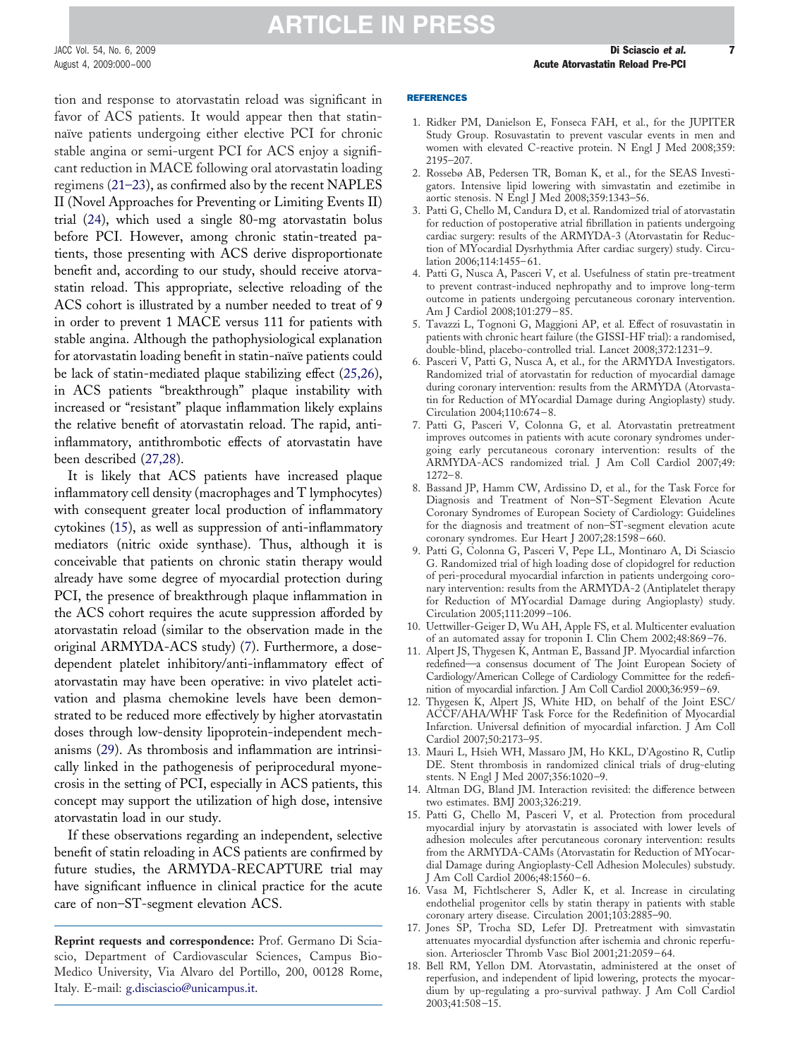tion and response to atorvastatin reload was significant in favor of ACS patients. It would appear then that statin-naïve patients undergoing either elective PCI for chronic stable angina or semi-urgent PCI for ACS enjoy a significant reduction in MACE following oral atorvastatin loading regimens (21–23), as confirmed also by the recent NAPLES II (Novel Approaches for Preventing or Limiting Events II) trial (24), which used a single 80-mg atorvastatin bolus before PCI. However, among chronic statin-treated patients, those presenting with ACS derive disproportionate benefit and, according to our study, should receive atorvastatin reload. This appropriate, selective reloading of the ACS cohort is illustrated by a number needed to treat of 9 in order to prevent 1 MACE versus 111 for patients with stable angina. Although the pathophysiological explanation for atorvastatin loading benefit in statin-naïve patients could be lack of statin-mediated plaque stabilizing effect (25,26), in ACS patients "breakthrough" plaque instability with increased or "resistant" plaque inflammation likely explains the relative benefit of atorvastatin reload. The rapid, anti-inflammatory, antithrombotic effects of atorvastatin have been described (27,28).

It is likely that ACS patients have increased plaque inflammatory cell density (macrophages and T lymphocytes) with consequent greater local production of inflammatory cytokines (15), as well as suppression of anti-inflammatory mediators (nitric oxide synthase). Thus, although it is conceivable that patients on chronic statin therapy would already have some degree of myocardial protection during PCI, the presence of breakthrough plaque inflammation in the ACS cohort requires the acute suppression afforded by atorvastatin reload (similar to the observation made in the original ARMYDA-ACS study) (7). Furthermore, a dose-dependent platelet inhibitory/anti-inflammatory effect of atorvastatin may have been operative: in vivo platelet activation and plasma chemokine levels have been demonstrated to be reduced more effectively by higher atorvastatin doses through low-density lipoprotein-independent mechanisms (29). As thrombosis and inflammation are intrinsically linked in the pathogenesis of periprocedural myonecrosis in the setting of PCI, especially in ACS patients, this concept may support the utilization of high dose, intensive atorvastatin load in our study.

If these observations regarding an independent, selective benefit of statin reloading in ACS patients are confirmed by future studies, the ARMYDA-RECAPTURE trial may have significant influence in clinical practice for the acute care of non–ST-segment elevation ACS.

---

**Reprint requests and correspondence:** Prof. Germano Di Sciascio, Department of Cardiovascular Sciences, Campus Bio-Medico University, Via Alvaro del Portillo, 200, 00128 Rome, Italy. E-mail: g.disciascio@unicampus.it.

## REFERENCES

1. Ridker PM, Danielson E, Fonseca FAH, et al., for the JUPITER Study Group. Rosuvastatin to prevent vascular events in men and women with elevated C-reactive protein. N Engl J Med 2008;359:2195–207.
2. Rossebø AB, Pedersen TR, Boman K, et al., for the SEAS Investigators. Intensive lipid lowering with simvastatin and ezetimibe in aortic stenosis. N Engl J Med 2008;359:1343–56.
3. Patti G, Chello M, Candura D, et al. Randomized trial of atorvastatin for reduction of postoperative atrial fibrillation in patients undergoing cardiac surgery: results of the ARMYDA-3 (Atorvastatin for Reduction of MYocardial Dysrhythmia After cardiac surgery) study. Circulation 2006;114:1455–61.
4. Patti G, Nusca A, Pasceri V, et al. Usefulness of statin pre-treatment to prevent contrast-induced nephropathy and to improve long-term outcome in patients undergoing percutaneous coronary intervention. Am J Cardiol 2008;101:279–85.
5. Tavazzi L, Tognoni G, Maggioni AP, et al. Effect of rosuvastatin in patients with chronic heart failure (the GISSI-HF trial): a randomised, double-blind, placebo-controlled trial. Lancet 2008;372:1231–9.
6. Pasceri V, Patti G, Nusca A, et al., for the ARMYDA Investigators. Randomized trial of atorvastatin for reduction of myocardial damage during coronary intervention: results from the ARMYDA (Atorvastatin for Reduction of MYocardial Damage during Angioplasty) study. Circulation 2004;110:674–8.
7. Patti G, Pasceri V, Colonna G, et al. Atorvastatin pretreatment improves outcomes in patients with acute coronary syndromes undergoing early percutaneous coronary intervention: results of the ARMYDA-ACS randomized trial. J Am Coll Cardiol 2007;49:1272–8.
8. Bassand JP, Hamm CW, Ardissino D, et al., for the Task Force for Diagnosis and Treatment of Non–ST-Segment Elevation Acute Coronary Syndromes of European Society of Cardiology: Guidelines for the diagnosis and treatment of non–ST-segment elevation acute coronary syndromes. Eur Heart J 2007;28:1598–660.
9. Patti G, Colonna G, Pasceri V, Pepe LL, Montinaro A, Di Sciascio G. Randomized trial of high loading dose of clopidogrel for reduction of peri-procedural myocardial infarction in patients undergoing coronary intervention: results from the ARMYDA-2 (Antiplatelet therapy for Reduction of MYocardial Damage during Angioplasty) study. Circulation 2005;111:2099–106.
10. Uettwiller-Geiger D, Wu AH, Apple FS, et al. Multicenter evaluation of an automated assay for troponin I. Clin Chem 2002;48:869–76.
11. Alpert JS, Thygesen K, Antman E, Bassand JP. Myocardial infarction redefined—a consensus document of The Joint European Society of Cardiology/American College of Cardiology Committee for the redefinition of myocardial infarction. J Am Coll Cardiol 2000;36:959–69.
12. Thygesen K, Alpert JS, White HD, on behalf of the Joint ESC/ACCF/AHA/WHF Task Force for the Redefinition of Myocardial Infarction. Universal definition of myocardial infarction. J Am Coll Cardiol 2007;50:2173–95.
13. Mauri L, Hsieh WH, Massaro JM, Ho KKL, D'Agostino R, Cutlip DE. Stent thrombosis in randomized clinical trials of drug-eluting stents. N Engl J Med 2007;356:1020–9.
14. Altman DG, Bland JM. Interaction revisited: the difference between two estimates. BMJ 2003;326:219.
15. Patti G, Chello M, Pasceri V, et al. Protection from procedural myocardial injury by atorvastatin is associated with lower levels of adhesion molecules after percutaneous coronary intervention: results from the ARMYDA-CAMs (Atorvastatin for Reduction of MYocardial Damage during Angioplasty-Cell Adhesion Molecules) substudy. J Am Coll Cardiol 2006;48:1560–6.
16. Vasa M, Fichtlscherer S, Adler K, et al. Increase in circulating endothelial progenitor cells by statin therapy in patients with stable coronary artery disease. Circulation 2001;103:2885–90.
17. Jones SP, Trocha SD, Lefer DJ. Pretreatment with simvastatin attenuates myocardial dysfunction after ischemia and chronic reperfusion. Arterioscler Thromb Vasc Biol 2001;21:2059–64.
18. Bell RM, Yellon DM. Atorvastatin, administered at the onset of reperfusion, and independent of lipid lowering, protects the myocardium by up-regulating a pro-survival pathway. J Am Coll Cardiol 2003;41:508–15.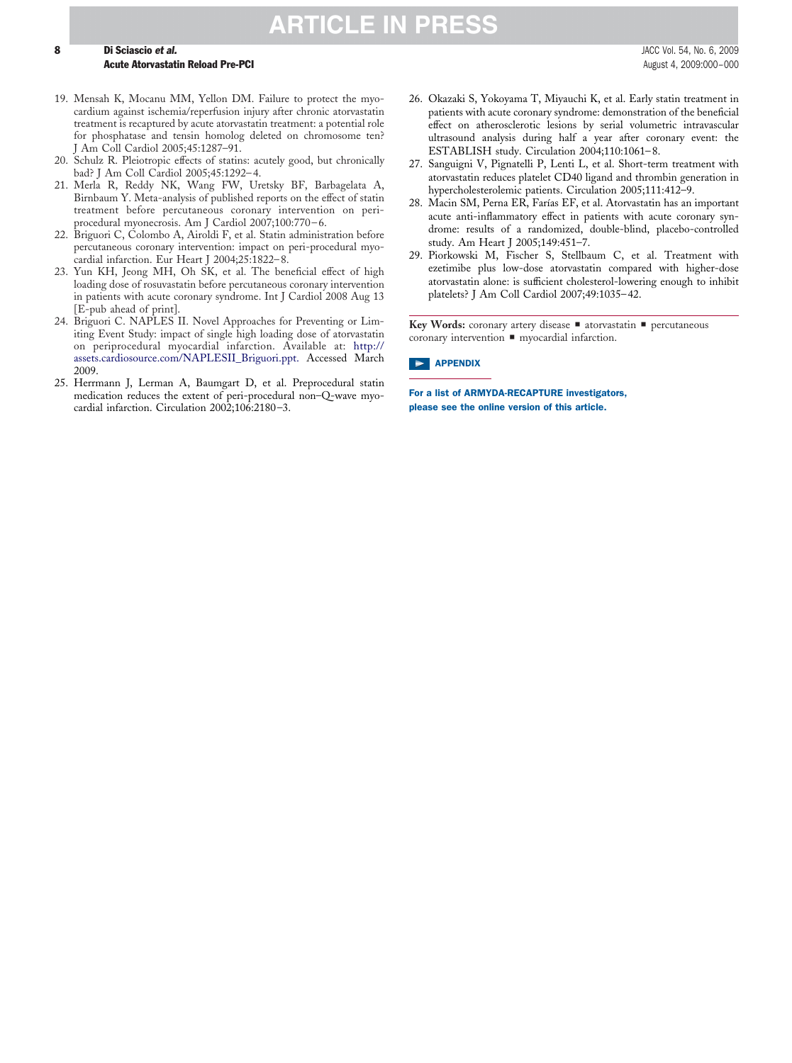19. Mensah K, Mocanu MM, Yellon DM. Failure to protect the myocardium against ischemia/reperfusion injury after chronic atorvastatin treatment is recaptured by acute atorvastatin treatment: a potential role for phosphatase and tensin homolog deleted on chromosome ten? J Am Coll Cardiol 2005;45:1287–91.
20. Schulz R. Pleiotropic effects of statins: acutely good, but chronically bad? J Am Coll Cardiol 2005;45:1292–4.
21. Merla R, Reddy NK, Wang FW, Uretsky BF, Barbagelata A, Birnbaum Y. Meta-analysis of published reports on the effect of statin treatment before percutaneous coronary intervention on periprocedural myonecrosis. Am J Cardiol 2007;100:770–6.
22. Briguori C, Colombo A, Airoldi F, et al. Statin administration before percutaneous coronary intervention: impact on peri-procedural myocardial infarction. Eur Heart J 2004;25:1822–8.
23. Yun KH, Jeong MH, Oh SK, et al. The beneficial effect of high loading dose of rosuvastatin before percutaneous coronary intervention in patients with acute coronary syndrome. Int J Cardiol 2008 Aug 13 [E-pub ahead of print].
24. Briguori C. NAPLES II. Novel Approaches for Preventing or Limiting Event Study: impact of single high loading dose of atorvastatin on periprocedural myocardial infarction. Available at: http://assets.cardiosource.com/NAPLESII_Briguori.ppt. Accessed March 2009.
25. Herrmann J, Lerman A, Baumgart D, et al. Preprocedural statin medication reduces the extent of peri-procedural non–Q-wave myocardial infarction. Circulation 2002;106:2180–3.
26. Okazaki S, Yokoyama T, Miyauchi K, et al. Early statin treatment in patients with acute coronary syndrome: demonstration of the beneficial effect on atherosclerotic lesions by serial volumetric intravascular ultrasound analysis during half a year after coronary event: the ESTABLISH study. Circulation 2004;110:1061–8.
27. Sanguigni V, Pignatelli P, Lenti L, et al. Short-term treatment with atorvastatin reduces platelet CD40 ligand and thrombin generation in hypercholesterolemic patients. Circulation 2005;111:412–9.
28. Macin SM, Perna ER, Farías EF, et al. Atorvastatin has an important acute anti-inflammatory effect in patients with acute coronary syndrome: results of a randomized, double-blind, placebo-controlled study. Am Heart J 2005;149:451–7.
29. Piorkowski M, Fischer S, Stellbaum C, et al. Treatment with ezetimibe plus low-dose atorvastatin compared with higher-dose atorvastatin alone: is sufficient cholesterol-lowering enough to inhibit platelets? J Am Coll Cardiol 2007;49:1035–42.

**Key Words:** coronary artery disease ▪ atorvastatin ▪ percutaneous coronary intervention ▪ myocardial infarction.

**APPENDIX**

**For a list of ARMYDA-RECAPTURE investigators, please see the online version of this article.**